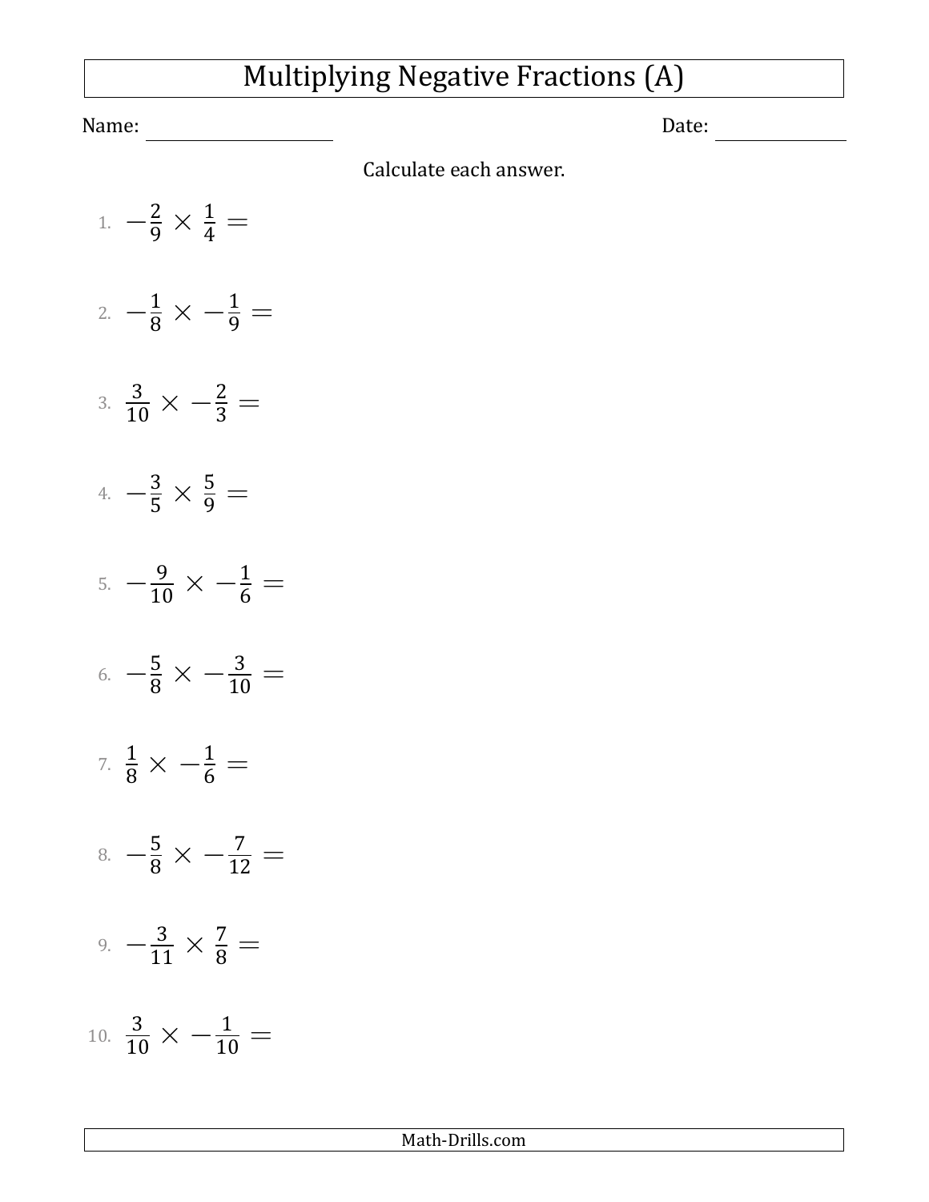# Multiplying Negative Fractions (A)

Name: ____________________ Date: ______________

Calculate each answer.

1. $-\frac{2}{9} \times \frac{1}{4} =$

2. $-\frac{1}{8} \times -\frac{1}{9} =$

3. $\frac{3}{10} \times -\frac{2}{3} =$

4. $-\frac{3}{5} \times \frac{5}{9} =$

5. $-\frac{9}{10} \times -\frac{1}{6} =$

6. $-\frac{5}{8} \times -\frac{3}{10} =$

7. $\frac{1}{8} \times -\frac{1}{6} =$

8. $-\frac{5}{8} \times -\frac{7}{12} =$

9. $-\frac{3}{11} \times \frac{7}{8} =$

10. $\frac{3}{10} \times -\frac{1}{10} =$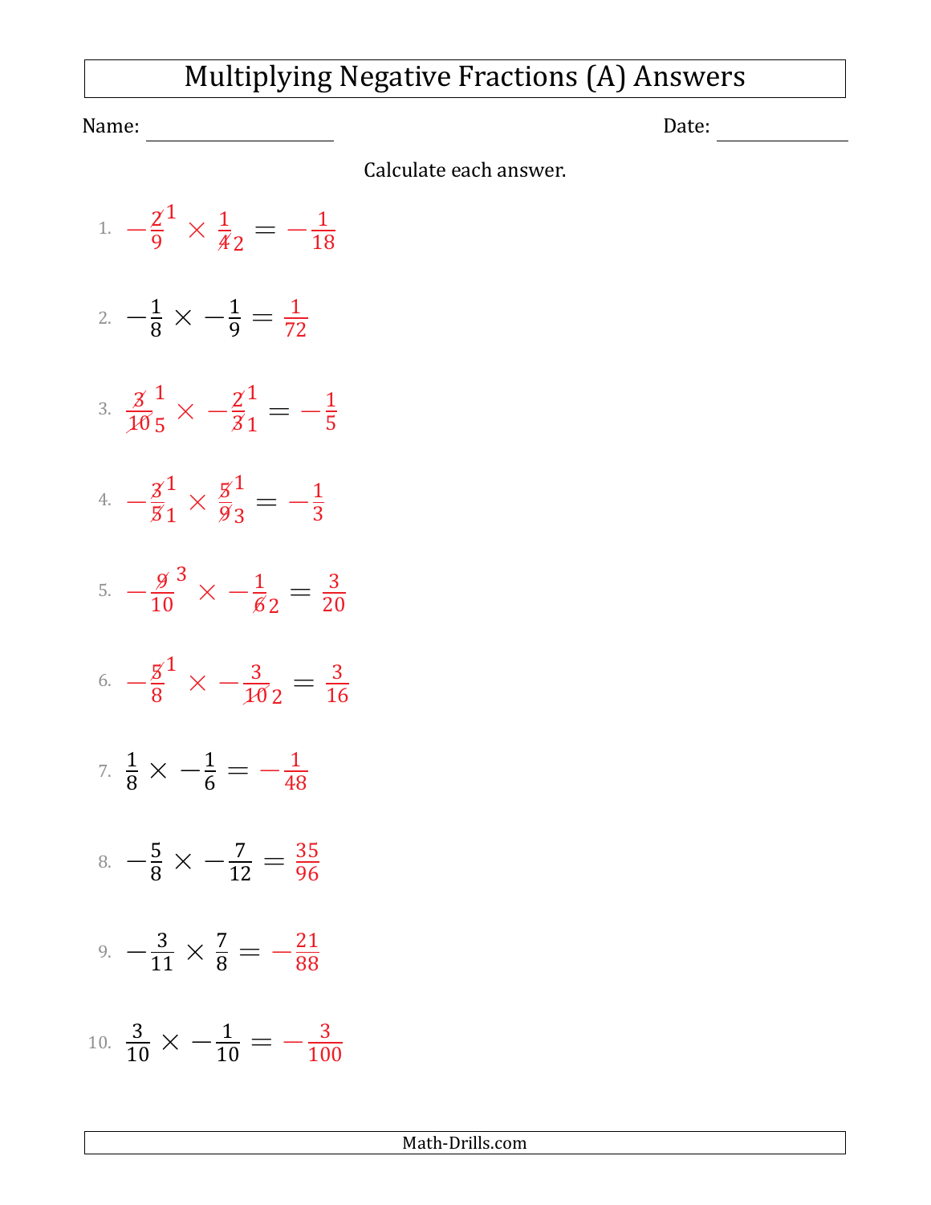# Multiplying Negative Fractions (A) Answers

Name: ____________________ Date: ______________

Calculate each answer.

1. $-\frac{2}{9} \times \frac{1}{4} = -\frac{1}{18}$

2. $-\frac{1}{8} \times -\frac{1}{9} = \frac{1}{72}$

3. $\frac{3}{10} \times -\frac{2}{3} = -\frac{1}{5}$

4. $-\frac{3}{5} \times \frac{5}{9} = -\frac{1}{3}$

5. $-\frac{9}{10} \times -\frac{1}{6} = \frac{3}{20}$

6. $-\frac{5}{8} \times -\frac{3}{10} = \frac{3}{16}$

7. $\frac{1}{8} \times -\frac{1}{6} = -\frac{1}{48}$

8. $-\frac{5}{8} \times -\frac{7}{12} = \frac{35}{96}$

9. $-\frac{3}{11} \times \frac{7}{8} = -\frac{21}{88}$

10. $\frac{3}{10} \times -\frac{1}{10} = -\frac{3}{100}$

Math-Drills.com